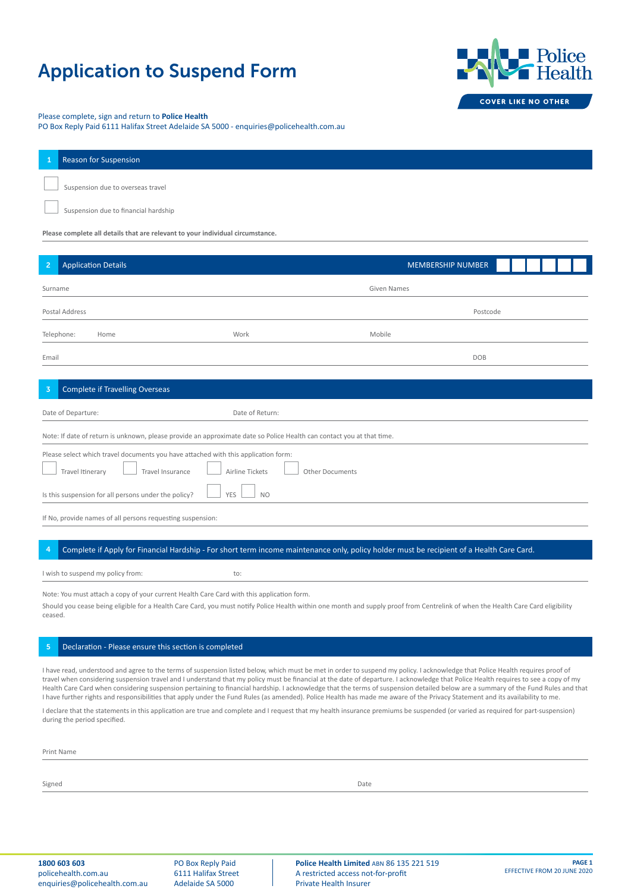# Application to Suspend Form

Police Health
COVER LIKE NO OTHER

Please complete, sign and return to **Police Health**
PO Box Reply Paid 6111 Halifax Street Adelaide SA 5000 - enquiries@policehealth.com.au

## 1 Reason for Suspension

☐ Suspension due to overseas travel

☐ Suspension due to financial hardship

**Please complete all details that are relevant to your individual circumstance.**

## 2 Application Details

MEMBERSHIP NUMBER ☐☐☐☐☐☐

Surname | Given Names

Postal Address | Postcode

Telephone: Home | Work | Mobile

Email | DOB

## 3 Complete if Travelling Overseas

Date of Departure: | Date of Return:

Note: If date of return is unknown, please provide an approximate date so Police Health can contact you at that time.

Please select which travel documents you have attached with this application form:

☐ Travel Itinerary ☐ Travel Insurance ☐ Airline Tickets ☐ Other Documents

Is this suspension for all persons under the policy? ☐ YES ☐ NO

If No, provide names of all persons requesting suspension:

## 4 Complete if Apply for Financial Hardship - For short term income maintenance only, policy holder must be recipient of a Health Care Card.

I wish to suspend my policy from: | to:

Note: You must attach a copy of your current Health Care Card with this application form.

Should you cease being eligible for a Health Care Card, you must notify Police Health within one month and supply proof from Centrelink of when the Health Care Card eligibility ceased.

## 5 Declaration - Please ensure this section is completed

I have read, understood and agree to the terms of suspension listed below, which must be met in order to suspend my policy. I acknowledge that Police Health requires proof of travel when considering suspension travel and I understand that my policy must be financial at the date of departure. I acknowledge that Police Health requires to see a copy of my Health Care Card when considering suspension pertaining to financial hardship. I acknowledge that the terms of suspension detailed below are a summary of the Fund Rules and that I have further rights and responsibilities that apply under the Fund Rules (as amended). Police Health has made me aware of the Privacy Statement and its availability to me.

I declare that the statements in this application are true and complete and I request that my health insurance premiums be suspended (or varied as required for part-suspension) during the period specified.

Print Name

Signed | Date

**1800 603 603**
policehealth.com.au
enquiries@policehealth.com.au

PO Box Reply Paid
6111 Halifax Street
Adelaide SA 5000

**Police Health Limited** ABN 86 135 221 519
A restricted access not-for-profit
Private Health Insurer

EFFECTIVE FROM 20 JUNE 2020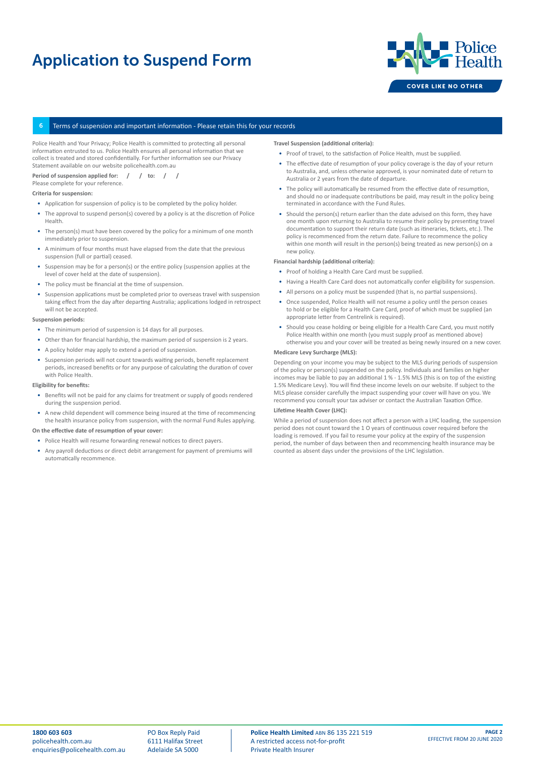# Application to Suspend Form

## 6 Terms of suspension and important information - Please retain this for your records

Police Health and Your Privacy; Police Health is committed to protecting all personal information entrusted to us. Police Health ensures all personal information that we collect is treated and stored confidentially. For further information see our Privacy Statement available on our website policehealth.com.au

**Period of suspension applied for: / / to: / /**
Please complete for your reference.

**Criteria for suspension:**

- Application for suspension of policy is to be completed by the policy holder.
- The approval to suspend person(s) covered by a policy is at the discretion of Police Health.
- The person(s) must have been covered by the policy for a minimum of one month immediately prior to suspension.
- A minimum of four months must have elapsed from the date that the previous suspension (full or partial) ceased.
- Suspension may be for a person(s) or the entire policy (suspension applies at the level of cover held at the date of suspension).
- The policy must be financial at the time of suspension.
- Suspension applications must be completed prior to overseas travel with suspension taking effect from the day after departing Australia; applications lodged in retrospect will not be accepted.

**Suspension periods:**

- The minimum period of suspension is 14 days for all purposes.
- Other than for financial hardship, the maximum period of suspension is 2 years.
- A policy holder may apply to extend a period of suspension.
- Suspension periods will not count towards waiting periods, benefit replacement periods, increased benefits or for any purpose of calculating the duration of cover with Police Health.

**Eligibility for benefits:**

- Benefits will not be paid for any claims for treatment or supply of goods rendered during the suspension period.
- A new child dependent will commence being insured at the time of recommencing the health insurance policy from suspension, with the normal Fund Rules applying.

**On the effective date of resumption of your cover:**

- Police Health will resume forwarding renewal notices to direct payers.
- Any payroll deductions or direct debit arrangement for payment of premiums will automatically recommence.

**Travel Suspension (additional criteria):**

- Proof of travel, to the satisfaction of Police Health, must be supplied.
- The effective date of resumption of your policy coverage is the day of your return to Australia, and, unless otherwise approved, is your nominated date of return to Australia or 2 years from the date of departure.
- The policy will automatically be resumed from the effective date of resumption, and should no or inadequate contributions be paid, may result in the policy being terminated in accordance with the Fund Rules.
- Should the person(s) return earlier than the date advised on this form, they have one month upon returning to Australia to resume their policy by presenting travel documentation to support their return date (such as itineraries, tickets, etc.). The policy is recommenced from the return date. Failure to recommence the policy within one month will result in the person(s) being treated as new person(s) on a new policy.

**Financial hardship (additional criteria):**

- Proof of holding a Health Care Card must be supplied.
- Having a Health Care Card does not automatically confer eligibility for suspension.
- All persons on a policy must be suspended (that is, no partial suspensions).
- Once suspended, Police Health will not resume a policy until the person ceases to hold or be eligible for a Health Care Card, proof of which must be supplied (an appropriate letter from Centrelink is required).
- Should you cease holding or being eligible for a Health Care Card, you must notify Police Health within one month (you must supply proof as mentioned above) otherwise you and your cover will be treated as being newly insured on a new cover.

**Medicare Levy Surcharge (MLS):**

Depending on your income you may be subject to the MLS during periods of suspension of the policy or person(s) suspended on the policy. Individuals and families on higher incomes may be liable to pay an additional 1 % - 1.5% MLS (this is on top of the existing 1.5% Medicare Levy). You will find these income levels on our website. If subject to the MLS please consider carefully the impact suspending your cover will have on you. We recommend you consult your tax adviser or contact the Australian Taxation Office.

**Lifetime Health Cover (LHC):**

While a period of suspension does not affect a person with a LHC loading, the suspension period does not count toward the 1 O years of continuous cover required before the loading is removed. If you fail to resume your policy at the expiry of the suspension period, the number of days between then and recommencing health insurance may be counted as absent days under the provisions of the LHC legislation.

**1800 603 603**
policehealth.com.au
enquiries@policehealth.com.au

PO Box Reply Paid
6111 Halifax Street
Adelaide SA 5000

**Police Health Limited** ABN 86 135 221 519
A restricted access not-for-profit
Private Health Insurer

EFFECTIVE FROM 20 JUNE 2020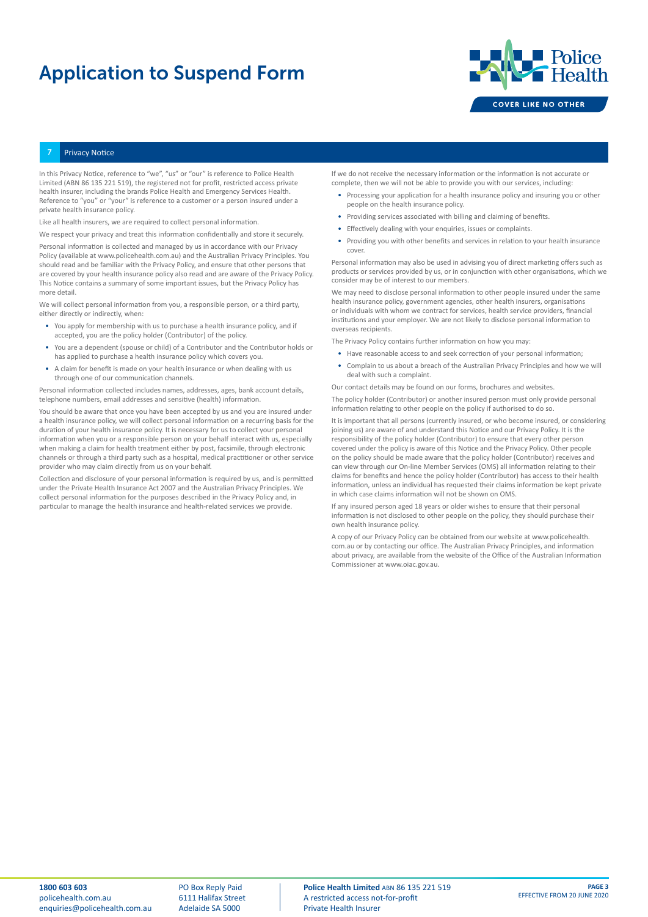# Application to Suspend Form

## 7 Privacy Notice

In this Privacy Notice, reference to "we", "us" or "our" is reference to Police Health Limited (ABN 86 135 221 519), the registered not for profit, restricted access private health insurer, including the brands Police Health and Emergency Services Health. Reference to "you" or "your" is reference to a customer or a person insured under a private health insurance policy.

Like all health insurers, we are required to collect personal information.

We respect your privacy and treat this information confidentially and store it securely.

Personal information is collected and managed by us in accordance with our Privacy Policy (available at www.policehealth.com.au) and the Australian Privacy Principles. You should read and be familiar with the Privacy Policy, and ensure that other persons that are covered by your health insurance policy also read and are aware of the Privacy Policy. This Notice contains a summary of some important issues, but the Privacy Policy has more detail.

We will collect personal information from you, a responsible person, or a third party, either directly or indirectly, when:

- You apply for membership with us to purchase a health insurance policy, and if accepted, you are the policy holder (Contributor) of the policy.
- You are a dependent (spouse or child) of a Contributor and the Contributor holds or has applied to purchase a health insurance policy which covers you.
- A claim for benefit is made on your health insurance or when dealing with us through one of our communication channels.

Personal information collected includes names, addresses, ages, bank account details, telephone numbers, email addresses and sensitive (health) information.

You should be aware that once you have been accepted by us and you are insured under a health insurance policy, we will collect personal information on a recurring basis for the duration of your health insurance policy. It is necessary for us to collect your personal information when you or a responsible person on your behalf interact with us, especially when making a claim for health treatment either by post, facsimile, through electronic channels or through a third party such as a hospital, medical practitioner or other service provider who may claim directly from us on your behalf.

Collection and disclosure of your personal information is required by us, and is permitted under the Private Health Insurance Act 2007 and the Australian Privacy Principles. We collect personal information for the purposes described in the Privacy Policy and, in particular to manage the health insurance and health-related services we provide.

If we do not receive the necessary information or the information is not accurate or complete, then we will not be able to provide you with our services, including:

- Processing your application for a health insurance policy and insuring you or other people on the health insurance policy.
- Providing services associated with billing and claiming of benefits.
- Effectively dealing with your enquiries, issues or complaints.
- Providing you with other benefits and services in relation to your health insurance cover.

Personal information may also be used in advising you of direct marketing offers such as products or services provided by us, or in conjunction with other organisations, which we consider may be of interest to our members.

We may need to disclose personal information to other people insured under the same health insurance policy, government agencies, other health insurers, organisations or individuals with whom we contract for services, health service providers, financial institutions and your employer. We are not likely to disclose personal information to overseas recipients.

The Privacy Policy contains further information on how you may:

- Have reasonable access to and seek correction of your personal information;
- Complain to us about a breach of the Australian Privacy Principles and how we will deal with such a complaint.

Our contact details may be found on our forms, brochures and websites.

The policy holder (Contributor) or another insured person must only provide personal information relating to other people on the policy if authorised to do so.

It is important that all persons (currently insured, or who become insured, or considering joining us) are aware of and understand this Notice and our Privacy Policy. It is the responsibility of the policy holder (Contributor) to ensure that every other person covered under the policy is aware of this Notice and the Privacy Policy. Other people on the policy should be made aware that the policy holder (Contributor) receives and can view through our On-line Member Services (OMS) all information relating to their claims for benefits and hence the policy holder (Contributor) has access to their health information, unless an individual has requested their claims information be kept private in which case claims information will not be shown on OMS.

If any insured person aged 18 years or older wishes to ensure that their personal information is not disclosed to other people on the policy, they should purchase their own health insurance policy.

A copy of our Privacy Policy can be obtained from our website at www.policehealth.com.au or by contacting our office. The Australian Privacy Principles, and information about privacy, are available from the website of the Office of the Australian Information Commissioner at www.oiac.gov.au.